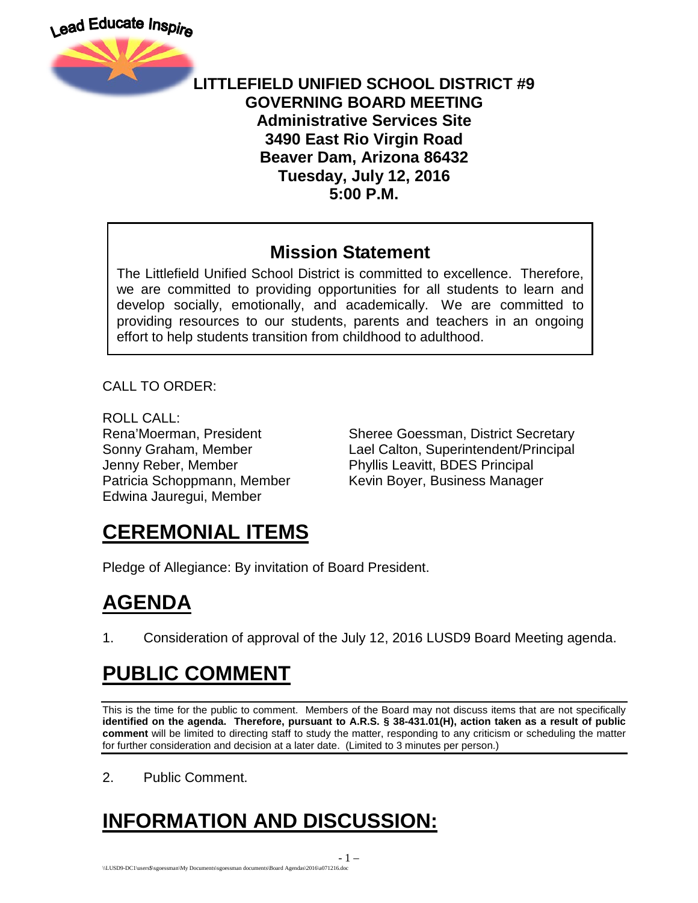Lead Educate Inspire

**LITTLEFIELD UNIFIED SCHOOL DISTRICT #9**
**GOVERNING BOARD MEETING**
**Administrative Services Site**
**3490 East Rio Virgin Road**
**Beaver Dam, Arizona 86432**
**Tuesday, July 12, 2016**
**5:00 P.M.**

## Mission Statement

The Littlefield Unified School District is committed to excellence. Therefore, we are committed to providing opportunities for all students to learn and develop socially, emotionally, and academically. We are committed to providing resources to our students, parents and teachers in an ongoing effort to help students transition from childhood to adulthood.

CALL TO ORDER:

ROLL CALL:

Rena'Moerman, President
Sonny Graham, Member
Jenny Reber, Member
Patricia Schoppmann, Member
Edwina Jauregui, Member

Sheree Goessman, District Secretary
Lael Calton, Superintendent/Principal
Phyllis Leavitt, BDES Principal
Kevin Boyer, Business Manager

# CEREMONIAL ITEMS

Pledge of Allegiance: By invitation of Board President.

# AGENDA

1. Consideration of approval of the July 12, 2016 LUSD9 Board Meeting agenda.

# PUBLIC COMMENT

This is the time for the public to comment. Members of the Board may not discuss items that are not specifically **identified on the agenda. Therefore, pursuant to A.R.S. § 38-431.01(H), action taken as a result of public comment** will be limited to directing staff to study the matter, responding to any criticism or scheduling the matter for further consideration and decision at a later date. (Limited to 3 minutes per person.)

2. Public Comment.

# INFORMATION AND DISCUSSION: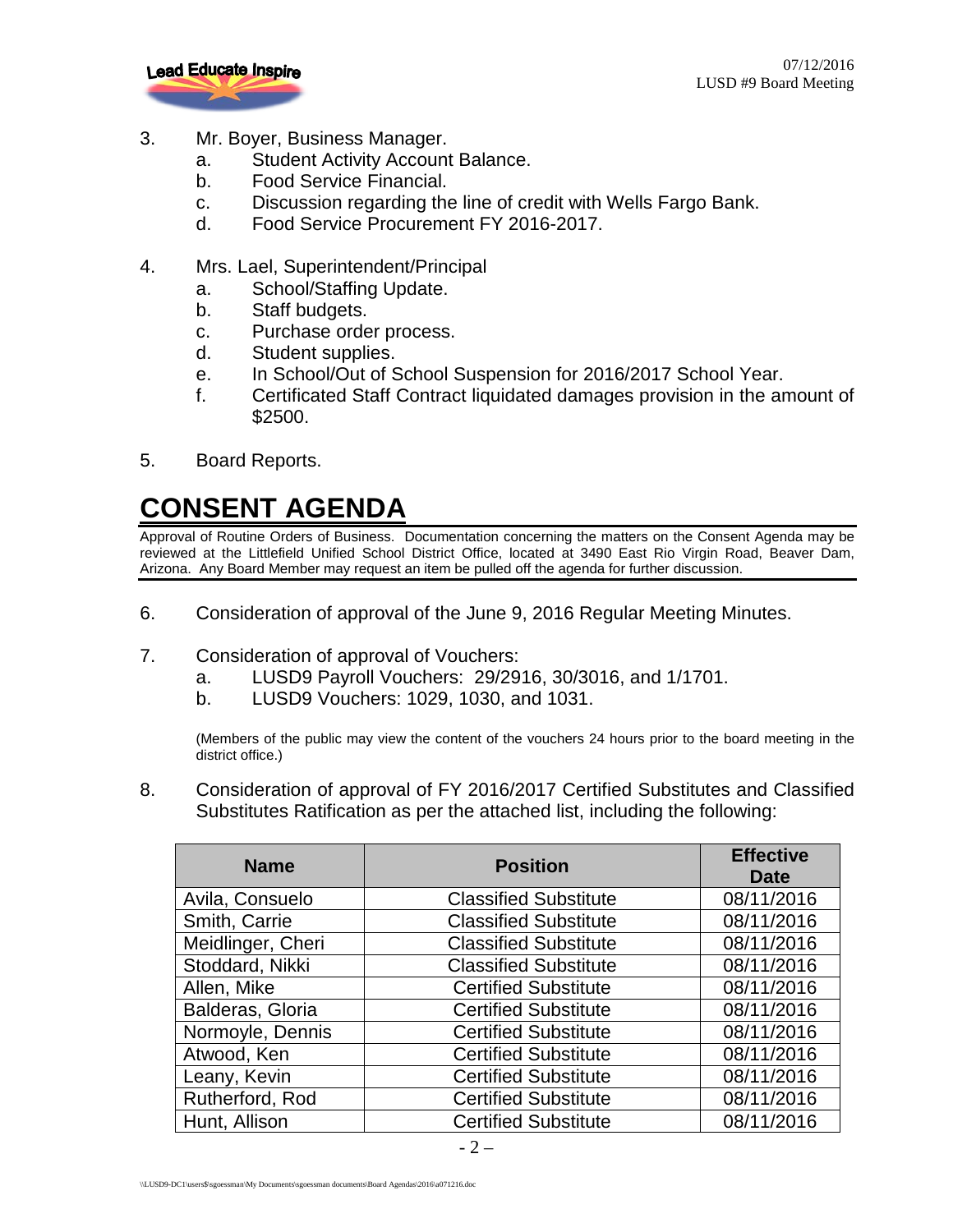3. Mr. Boyer, Business Manager.
   a. Student Activity Account Balance.
   b. Food Service Financial.
   c. Discussion regarding the line of credit with Wells Fargo Bank.
   d. Food Service Procurement FY 2016-2017.

4. Mrs. Lael, Superintendent/Principal
   a. School/Staffing Update.
   b. Staff budgets.
   c. Purchase order process.
   d. Student supplies.
   e. In School/Out of School Suspension for 2016/2017 School Year.
   f. Certificated Staff Contract liquidated damages provision in the amount of $2500.

5. Board Reports.

# CONSENT AGENDA

Approval of Routine Orders of Business. Documentation concerning the matters on the Consent Agenda may be reviewed at the Littlefield Unified School District Office, located at 3490 East Rio Virgin Road, Beaver Dam, Arizona. Any Board Member may request an item be pulled off the agenda for further discussion.

6. Consideration of approval of the June 9, 2016 Regular Meeting Minutes.

7. Consideration of approval of Vouchers:
   a. LUSD9 Payroll Vouchers: 29/2916, 30/3016, and 1/1701.
   b. LUSD9 Vouchers: 1029, 1030, and 1031.

   (Members of the public may view the content of the vouchers 24 hours prior to the board meeting in the district office.)

8. Consideration of approval of FY 2016/2017 Certified Substitutes and Classified Substitutes Ratification as per the attached list, including the following:

| Name | Position | Effective Date |
|---|---|---|
| Avila, Consuelo | Classified Substitute | 08/11/2016 |
| Smith, Carrie | Classified Substitute | 08/11/2016 |
| Meidlinger, Cheri | Classified Substitute | 08/11/2016 |
| Stoddard, Nikki | Classified Substitute | 08/11/2016 |
| Allen, Mike | Certified Substitute | 08/11/2016 |
| Balderas, Gloria | Certified Substitute | 08/11/2016 |
| Normoyle, Dennis | Certified Substitute | 08/11/2016 |
| Atwood, Ken | Certified Substitute | 08/11/2016 |
| Leany, Kevin | Certified Substitute | 08/11/2016 |
| Rutherford, Rod | Certified Substitute | 08/11/2016 |
| Hunt, Allison | Certified Substitute | 08/11/2016 |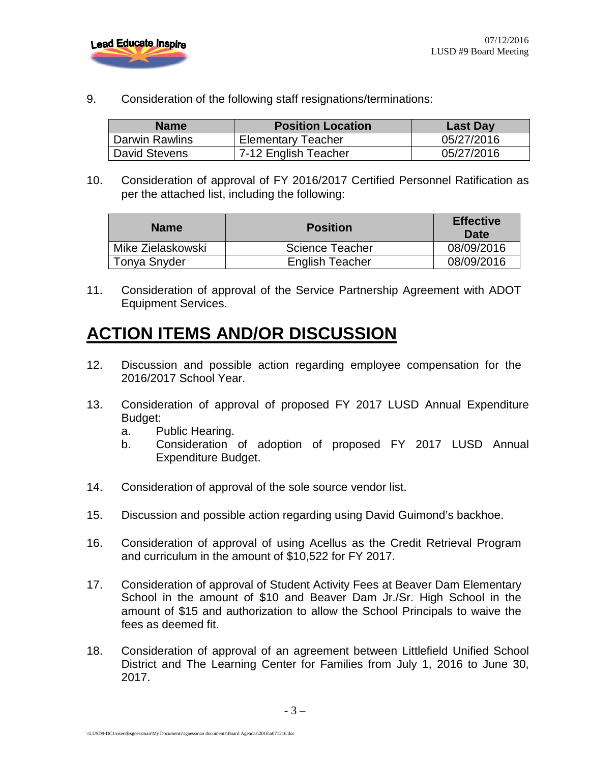9. Consideration of the following staff resignations/terminations:

| Name | Position Location | Last Day |
|---|---|---|
| Darwin Rawlins | Elementary Teacher | 05/27/2016 |
| David Stevens | 7-12 English Teacher | 05/27/2016 |

10. Consideration of approval of FY 2016/2017 Certified Personnel Ratification as per the attached list, including the following:

| Name | Position | Effective Date |
|---|---|---|
| Mike Zielaskowski | Science Teacher | 08/09/2016 |
| Tonya Snyder | English Teacher | 08/09/2016 |

11. Consideration of approval of the Service Partnership Agreement with ADOT Equipment Services.

# ACTION ITEMS AND/OR DISCUSSION

12. Discussion and possible action regarding employee compensation for the 2016/2017 School Year.

13. Consideration of approval of proposed FY 2017 LUSD Annual Expenditure Budget:
    a. Public Hearing.
    b. Consideration of adoption of proposed FY 2017 LUSD Annual Expenditure Budget.

14. Consideration of approval of the sole source vendor list.

15. Discussion and possible action regarding using David Guimond's backhoe.

16. Consideration of approval of using Acellus as the Credit Retrieval Program and curriculum in the amount of $10,522 for FY 2017.

17. Consideration of approval of Student Activity Fees at Beaver Dam Elementary School in the amount of $10 and Beaver Dam Jr./Sr. High School in the amount of $15 and authorization to allow the School Principals to waive the fees as deemed fit.

18. Consideration of approval of an agreement between Littlefield Unified School District and The Learning Center for Families from July 1, 2016 to June 30, 2017.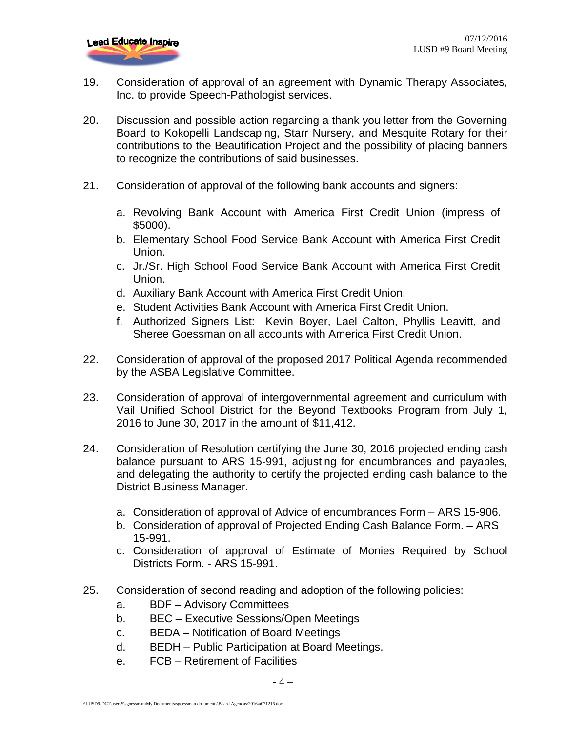19. Consideration of approval of an agreement with Dynamic Therapy Associates, Inc. to provide Speech-Pathologist services.

20. Discussion and possible action regarding a thank you letter from the Governing Board to Kokopelli Landscaping, Starr Nursery, and Mesquite Rotary for their contributions to the Beautification Project and the possibility of placing banners to recognize the contributions of said businesses.

21. Consideration of approval of the following bank accounts and signers:

    a. Revolving Bank Account with America First Credit Union (impress of $5000).
    b. Elementary School Food Service Bank Account with America First Credit Union.
    c. Jr./Sr. High School Food Service Bank Account with America First Credit Union.
    d. Auxiliary Bank Account with America First Credit Union.
    e. Student Activities Bank Account with America First Credit Union.
    f. Authorized Signers List: Kevin Boyer, Lael Calton, Phyllis Leavitt, and Sheree Goessman on all accounts with America First Credit Union.

22. Consideration of approval of the proposed 2017 Political Agenda recommended by the ASBA Legislative Committee.

23. Consideration of approval of intergovernmental agreement and curriculum with Vail Unified School District for the Beyond Textbooks Program from July 1, 2016 to June 30, 2017 in the amount of $11,412.

24. Consideration of Resolution certifying the June 30, 2016 projected ending cash balance pursuant to ARS 15-991, adjusting for encumbrances and payables, and delegating the authority to certify the projected ending cash balance to the District Business Manager.

    a. Consideration of approval of Advice of encumbrances Form – ARS 15-906.
    b. Consideration of approval of Projected Ending Cash Balance Form. – ARS 15-991.
    c. Consideration of approval of Estimate of Monies Required by School Districts Form. - ARS 15-991.

25. Consideration of second reading and adoption of the following policies:
    a. BDF – Advisory Committees
    b. BEC – Executive Sessions/Open Meetings
    c. BEDA – Notification of Board Meetings
    d. BEDH – Public Participation at Board Meetings.
    e. FCB – Retirement of Facilities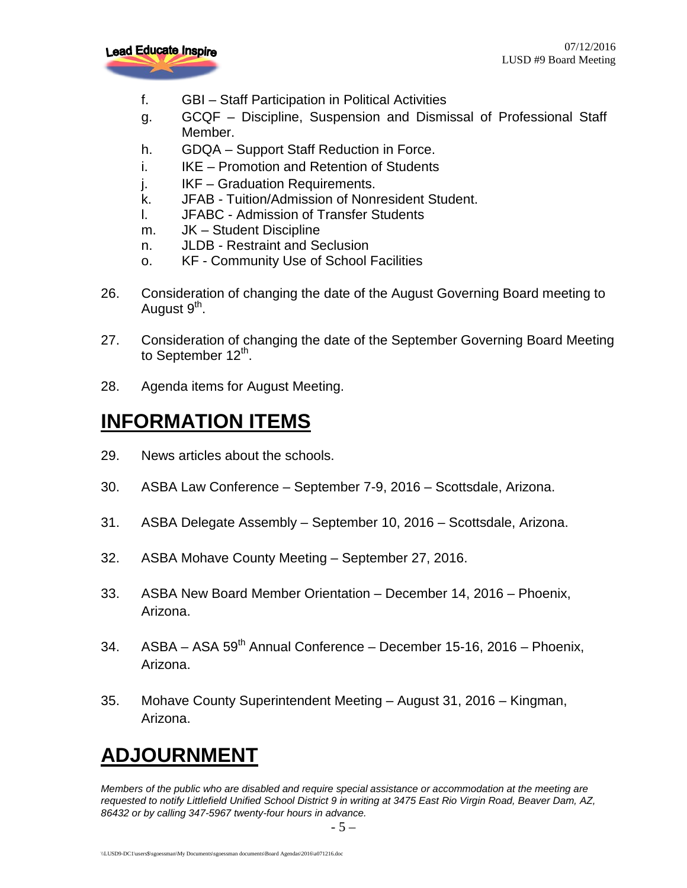f. GBI – Staff Participation in Political Activities
g. GCQF – Discipline, Suspension and Dismissal of Professional Staff Member.
h. GDQA – Support Staff Reduction in Force.
i. IKE – Promotion and Retention of Students
j. IKF – Graduation Requirements.
k. JFAB - Tuition/Admission of Nonresident Student.
l. JFABC - Admission of Transfer Students
m. JK – Student Discipline
n. JLDB - Restraint and Seclusion
o. KF - Community Use of School Facilities

26. Consideration of changing the date of the August Governing Board meeting to August 9th.

27. Consideration of changing the date of the September Governing Board Meeting to September 12th.

28. Agenda items for August Meeting.

# INFORMATION ITEMS

29. News articles about the schools.

30. ASBA Law Conference – September 7-9, 2016 – Scottsdale, Arizona.

31. ASBA Delegate Assembly – September 10, 2016 – Scottsdale, Arizona.

32. ASBA Mohave County Meeting – September 27, 2016.

33. ASBA New Board Member Orientation – December 14, 2016 – Phoenix, Arizona.

34. ASBA – ASA 59th Annual Conference – December 15-16, 2016 – Phoenix, Arizona.

35. Mohave County Superintendent Meeting – August 31, 2016 – Kingman, Arizona.

# ADJOURNMENT

*Members of the public who are disabled and require special assistance or accommodation at the meeting are requested to notify Littlefield Unified School District 9 in writing at 3475 East Rio Virgin Road, Beaver Dam, AZ, 86432 or by calling 347-5967 twenty-four hours in advance.*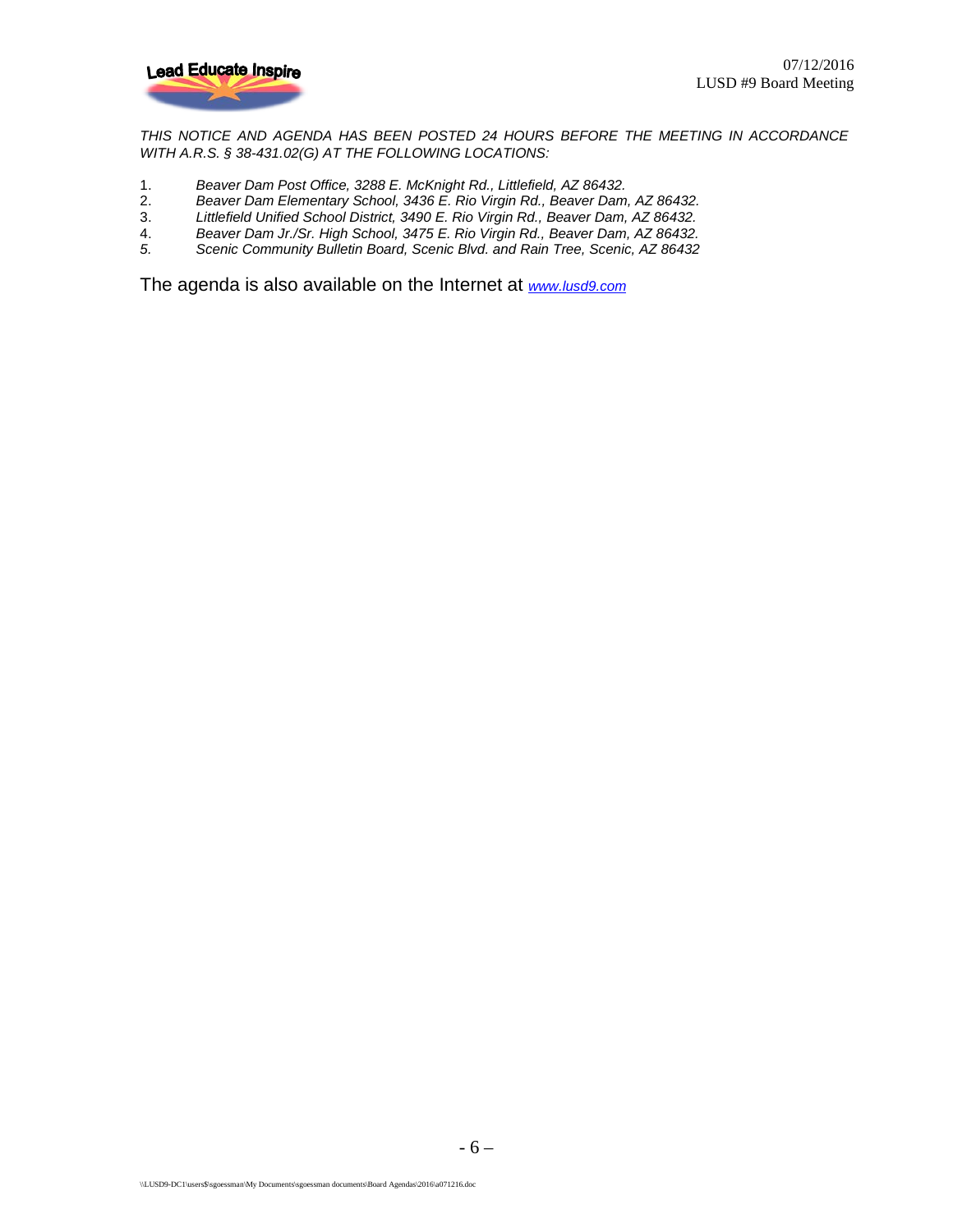*THIS NOTICE AND AGENDA HAS BEEN POSTED 24 HOURS BEFORE THE MEETING IN ACCORDANCE WITH A.R.S. § 38-431.02(G) AT THE FOLLOWING LOCATIONS:*

1. *Beaver Dam Post Office, 3288 E. McKnight Rd., Littlefield, AZ 86432.*
2. *Beaver Dam Elementary School, 3436 E. Rio Virgin Rd., Beaver Dam, AZ 86432.*
3. *Littlefield Unified School District, 3490 E. Rio Virgin Rd., Beaver Dam, AZ 86432.*
4. *Beaver Dam Jr./Sr. High School, 3475 E. Rio Virgin Rd., Beaver Dam, AZ 86432.*
5. *Scenic Community Bulletin Board, Scenic Blvd. and Rain Tree, Scenic, AZ 86432*

The agenda is also available on the Internet at *www.lusd9.com*